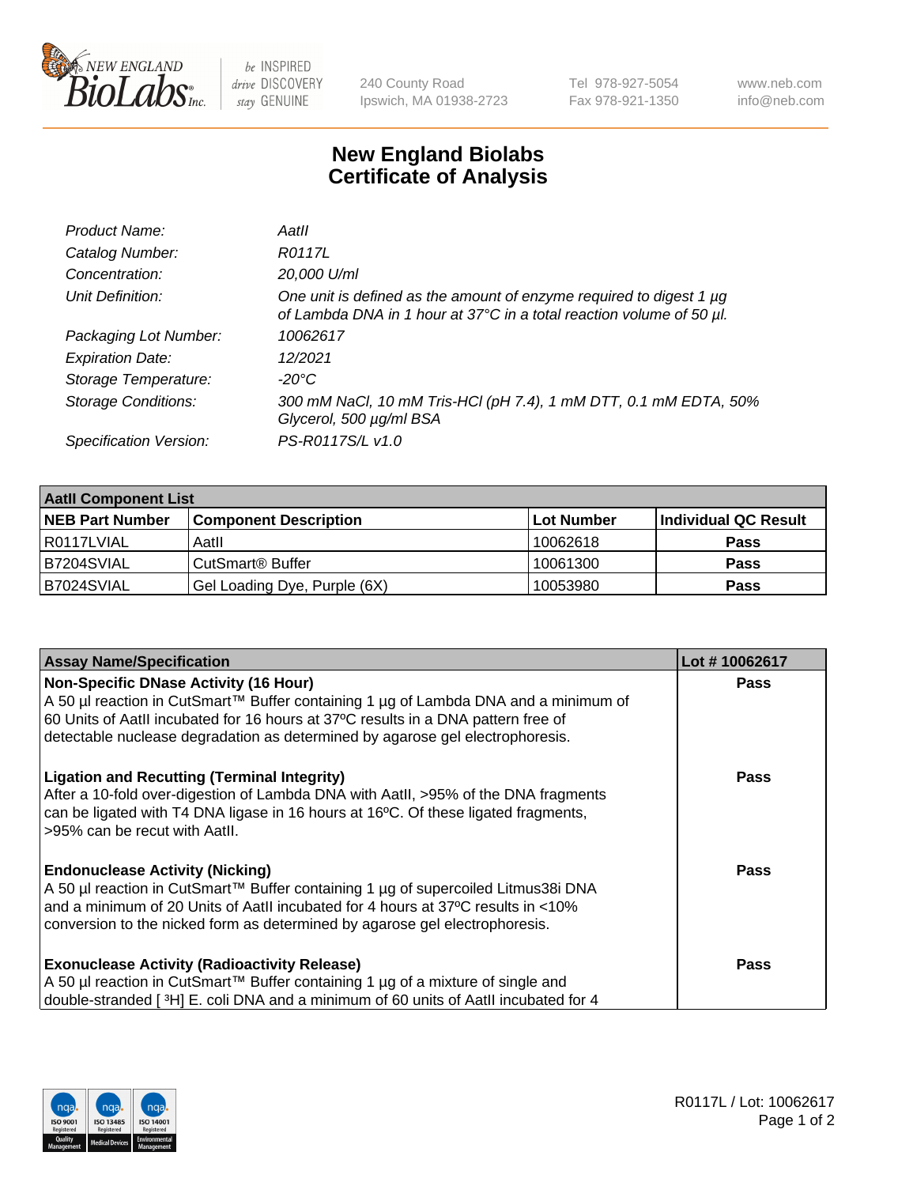NEW ENGLAND BioLabs Inc. — be INSPIRED drive DISCOVERY stay GENUINE

240 County Road
Ipswich, MA 01938-2723

Tel 978-927-5054
Fax 978-921-1350

www.neb.com
info@neb.com

# New England Biolabs Certificate of Analysis

| | |
|---|---|
| *Product Name:* | *AatII* |
| *Catalog Number:* | *R0117L* |
| *Concentration:* | *20,000 U/ml* |
| *Unit Definition:* | *One unit is defined as the amount of enzyme required to digest 1 µg of Lambda DNA in 1 hour at 37°C in a total reaction volume of 50 µl.* |
| *Packaging Lot Number:* | *10062617* |
| *Expiration Date:* | *12/2021* |
| *Storage Temperature:* | *-20°C* |
| *Storage Conditions:* | *300 mM NaCl, 10 mM Tris-HCl (pH 7.4), 1 mM DTT, 0.1 mM EDTA, 50% Glycerol, 500 µg/ml BSA* |
| *Specification Version:* | *PS-R0117S/L v1.0* |

| AatII Component List | | | |
|---|---|---|---|
| **NEB Part Number** | **Component Description** | **Lot Number** | **Individual QC Result** |
| R0117LVIAL | AatII | 10062618 | **Pass** |
| B7204SVIAL | CutSmart® Buffer | 10061300 | **Pass** |
| B7024SVIAL | Gel Loading Dye, Purple (6X) | 10053980 | **Pass** |

| Assay Name/Specification | Lot # 10062617 |
|---|---|
| **Non-Specific DNase Activity (16 Hour)** A 50 µl reaction in CutSmart™ Buffer containing 1 µg of Lambda DNA and a minimum of 60 Units of AatII incubated for 16 hours at 37ºC results in a DNA pattern free of detectable nuclease degradation as determined by agarose gel electrophoresis. | **Pass** |
| **Ligation and Recutting (Terminal Integrity)** After a 10-fold over-digestion of Lambda DNA with AatII, >95% of the DNA fragments can be ligated with T4 DNA ligase in 16 hours at 16ºC. Of these ligated fragments, >95% can be recut with AatII. | **Pass** |
| **Endonuclease Activity (Nicking)** A 50 µl reaction in CutSmart™ Buffer containing 1 µg of supercoiled Litmus38i DNA and a minimum of 20 Units of AatII incubated for 4 hours at 37ºC results in <10% conversion to the nicked form as determined by agarose gel electrophoresis. | **Pass** |
| **Exonuclease Activity (Radioactivity Release)** A 50 µl reaction in CutSmart™ Buffer containing 1 µg of a mixture of single and double-stranded [ $^{3}$H] E. coli DNA and a minimum of 60 units of AatII incubated for 4 | **Pass** |

R0117L / Lot: 10062617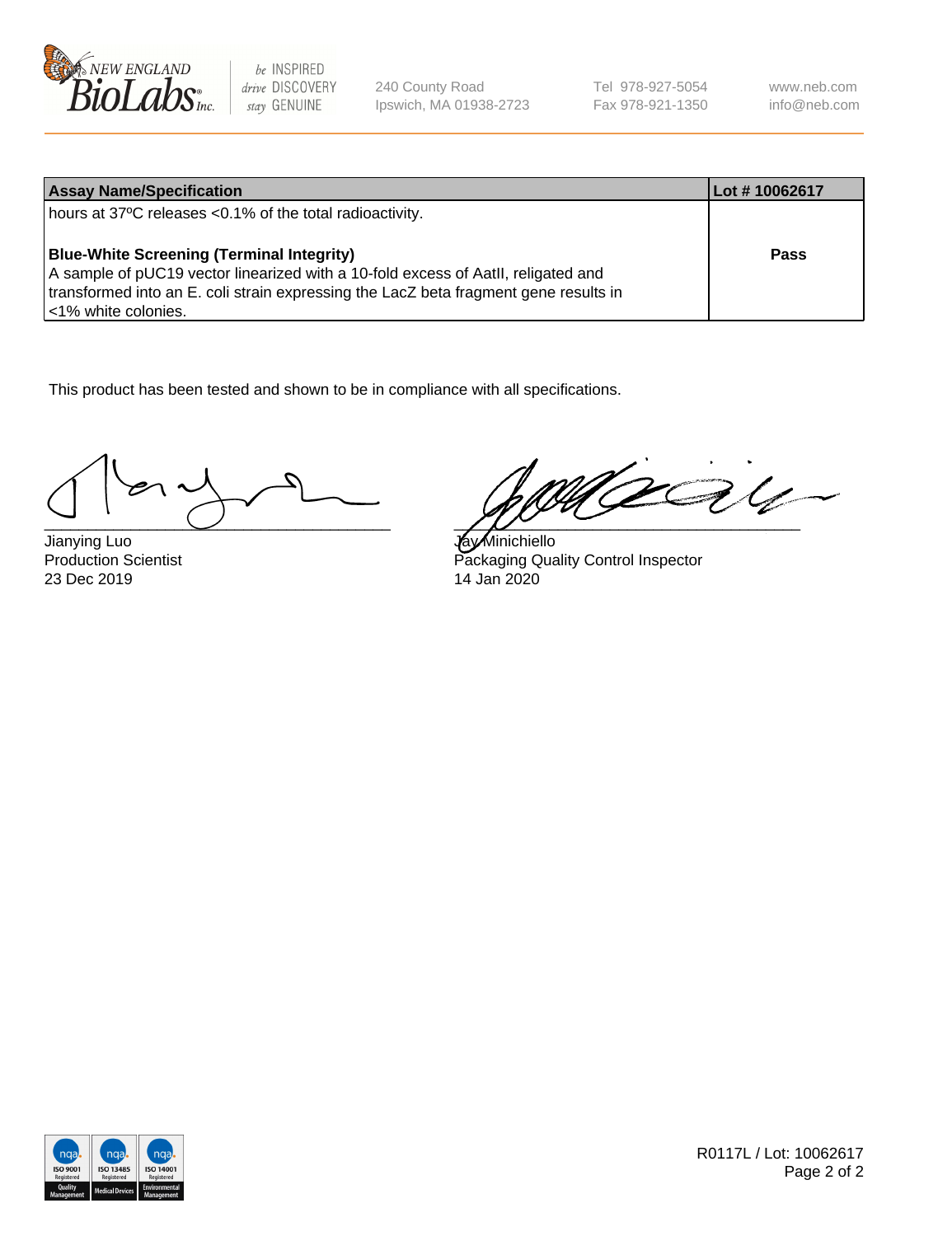| Assay Name/Specification | Lot # 10062617 |
|---|---|
| hours at 37ºC releases <0.1% of the total radioactivity. | |
| **Blue-White Screening (Terminal Integrity)**<br>A sample of pUC19 vector linearized with a 10-fold excess of AatII, religated and transformed into an E. coli strain expressing the LacZ beta fragment gene results in <1% white colonies. | **Pass** |

This product has been tested and shown to be in compliance with all specifications.

Jianying Luo
Production Scientist
23 Dec 2019

Jay Minichiello
Packaging Quality Control Inspector
14 Jan 2020

R0117L / Lot: 10062617